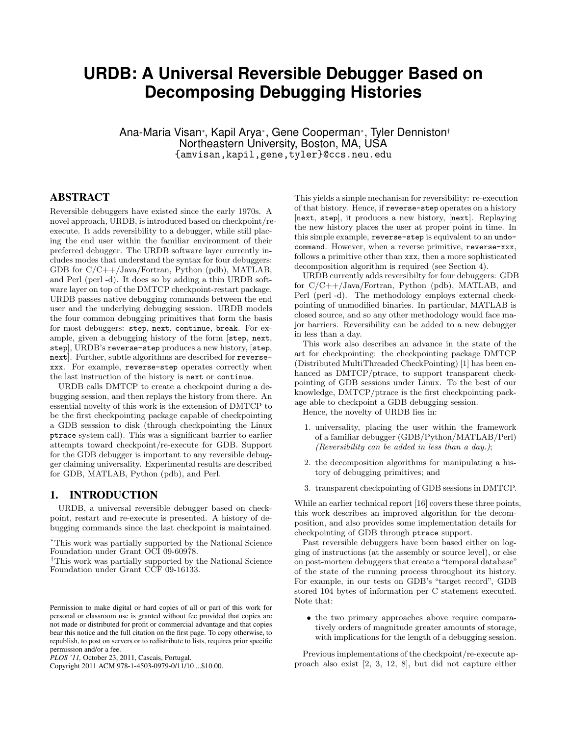# URDB: A Universal Reversible Debugger Based on Decomposing Debugging Histories

Ana-Maria Visan*, Kapil Arya*, Gene Cooperman*, Tyler Denniston†
Northeastern University, Boston, MA, USA
{amvisan,kapil,gene,tyler}@ccs.neu.edu

## ABSTRACT

Reversible debuggers have existed since the early 1970s. A novel approach, URDB, is introduced based on checkpoint/re-execute. It adds reversibility to a debugger, while still placing the end user within the familiar environment of their preferred debugger. The URDB software layer currently includes modes that understand the syntax for four debuggers: GDB for C/C++/Java/Fortran, Python (pdb), MATLAB, and Perl (perl -d). It does so by adding a thin URDB software layer on top of the DMTCP checkpoint-restart package. URDB passes native debugging commands between the end user and the underlying debugging session. URDB models the four common debugging primitives that form the basis for most debuggers: `step`, `next`, `continue`, `break`. For example, given a debugging history of the form [`step`, `next`, `step`], URDB's `reverse-step` produces a new history, [`step`, `next`]. Further, subtle algorithms are described for `reverse-xxx`. For example, `reverse-step` operates correctly when the last instruction of the history is `next` or `continue`.

URDB calls DMTCP to create a checkpoint during a debugging session, and then replays the history from there. An essential novelty of this work is the extension of DMTCP to be the first checkpointing package capable of checkpointing a GDB sesssion to disk (through checkpointing the Linux `ptrace` system call). This was a significant barrier to earlier attempts toward checkpoint/re-execute for GDB. Support for the GDB debugger is important to any reversible debugger claiming universality. Experimental results are described for GDB, MATLAB, Python (pdb), and Perl.

## 1. INTRODUCTION

URDB, a universal reversible debugger based on checkpoint, restart and re-execute is presented. A history of debugging commands since the last checkpoint is maintained. This yields a simple mechanism for reversibility: re-execution of that history. Hence, if `reverse-step` operates on a history [`next`, `step`], it produces a new history, [`next`]. Replaying the new history places the user at proper point in time. In this simple example, `reverse-step` is equivalent to an `undo-command`. However, when a reverse primitive, `reverse-xxx`, follows a primitive other than `xxx`, then a more sophisticated decomposition algorithm is required (see Section 4).

URDB currently adds reversibilty for four debuggers: GDB for C/C++/Java/Fortran, Python (pdb), MATLAB, and Perl (perl -d). The methodology employs external checkpointing of unmodified binaries. In particular, MATLAB is closed source, and so any other methodology would face major barriers. Reversibility can be added to a new debugger in less than a day.

This work also describes an advance in the state of the art for checkpointing: the checkpointing package DMTCP (Distributed MultiThreaded CheckPointing) [1] has been enhanced as DMTCP/ptrace, to support transparent checkpointing of GDB sessions under Linux. To the best of our knowledge, DMTCP/ptrace is the first checkpointing package able to checkpoint a GDB debugging session.

Hence, the novelty of URDB lies in:

1. universality, placing the user within the framework of a familiar debugger (GDB/Python/MATLAB/Perl) *(Reversibility can be added in less than a day.)*;
2. the decomposition algorithms for manipulating a history of debugging primitives; and
3. transparent checkpointing of GDB sessions in DMTCP.

While an earlier technical report [16] covers these three points, this work describes an improved algorithm for the decomposition, and also provides some implementation details for checkpointing of GDB through `ptrace` support.

Past reversible debuggers have been based either on logging of instructions (at the assembly or source level), or else on post-mortem debuggers that create a "temporal database" of the state of the running process throughout its history. For example, in our tests on GDB's "target record", GDB stored 104 bytes of information per C statement executed. Note that:

- the two primary approaches above require comparatively orders of magnitude greater amounts of storage, with implications for the length of a debugging session.

Previous implementations of the checkpoint/re-execute approach also exist [2, 3, 12, 8], but did not capture either

---

*This work was partially supported by the National Science Foundation under Grant OCI 09-60978.

†This work was partially supported by the National Science Foundation under Grant CCF 09-16133.

Permission to make digital or hard copies of all or part of this work for personal or classroom use is granted without fee provided that copies are not made or distributed for profit or commercial advantage and that copies bear this notice and the full citation on the first page. To copy otherwise, to republish, to post on servers or to redistribute to lists, requires prior specific permission and/or a fee.
*PLOS '11,* October 23, 2011, Cascais, Portugal.
Copyright 2011 ACM 978-1-4503-0979-0/11/10 ...$10.00.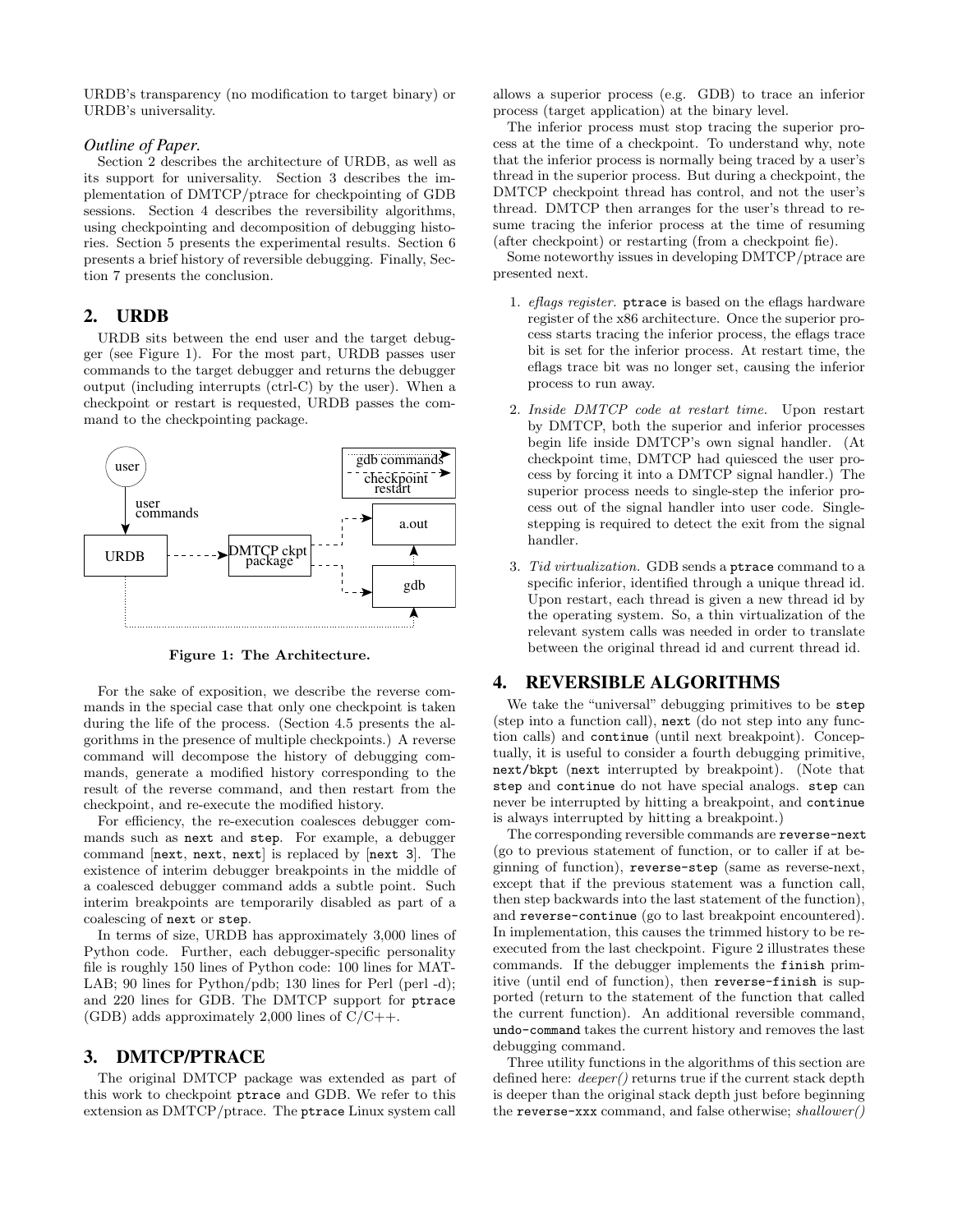URDB's transparency (no modification to target binary) or URDB's universality.

### *Outline of Paper.*

Section 2 describes the architecture of URDB, as well as its support for universality. Section 3 describes the implementation of DMTCP/ptrace for checkpointing of GDB sessions. Section 4 describes the reversibility algorithms, using checkpointing and decomposition of debugging histories. Section 5 presents the experimental results. Section 6 presents a brief history of reversible debugging. Finally, Section 7 presents the conclusion.

## 2. URDB

URDB sits between the end user and the target debugger (see Figure 1). For the most part, URDB passes user commands to the target debugger and returns the debugger output (including interrupts (ctrl-C) by the user). When a checkpoint or restart is requested, URDB passes the command to the checkpointing package.

**Figure 1: The Architecture.**

For the sake of exposition, we describe the reverse commands in the special case that only one checkpoint is taken during the life of the process. (Section 4.5 presents the algorithms in the presence of multiple checkpoints.) A reverse command will decompose the history of debugging commands, generate a modified history corresponding to the result of the reverse command, and then restart from the checkpoint, and re-execute the modified history.

For efficiency, the re-execution coalesces debugger commands such as `next` and `step`. For example, a debugger command [`next`, `next`, `next`] is replaced by [`next 3`]. The existence of interim debugger breakpoints in the middle of a coalesced debugger command adds a subtle point. Such interim breakpoints are temporarily disabled as part of a coalescing of `next` or `step`.

In terms of size, URDB has approximately 3,000 lines of Python code. Further, each debugger-specific personality file is roughly 150 lines of Python code: 100 lines for MATLAB; 90 lines for Python/pdb; 130 lines for Perl (perl -d); and 220 lines for GDB. The DMTCP support for `ptrace` (GDB) adds approximately 2,000 lines of C/C++.

## 3. DMTCP/PTRACE

The original DMTCP package was extended as part of this work to checkpoint `ptrace` and GDB. We refer to this extension as DMTCP/ptrace. The `ptrace` Linux system call allows a superior process (e.g. GDB) to trace an inferior process (target application) at the binary level.

The inferior process must stop tracing the superior process at the time of a checkpoint. To understand why, note that the inferior process is normally being traced by a user's thread in the superior process. But during a checkpoint, the DMTCP checkpoint thread has control, and not the user's thread. DMTCP then arranges for the user's thread to resume tracing the inferior process at the time of resuming (after checkpoint) or restarting (from a checkpoint fie).

Some noteworthy issues in developing DMTCP/ptrace are presented next.

1. *eflags register.* `ptrace` is based on the eflags hardware register of the x86 architecture. Once the superior process starts tracing the inferior process, the eflags trace bit is set for the inferior process. At restart time, the eflags trace bit was no longer set, causing the inferior process to run away.
2. *Inside DMTCP code at restart time.* Upon restart by DMTCP, both the superior and inferior processes begin life inside DMTCP's own signal handler. (At checkpoint time, DMTCP had quiesced the user process by forcing it into a DMTCP signal handler.) The superior process needs to single-step the inferior process out of the signal handler into user code. Single-stepping is required to detect the exit from the signal handler.
3. *Tid virtualization.* GDB sends a `ptrace` command to a specific inferior, identified through a unique thread id. Upon restart, each thread is given a new thread id by the operating system. So, a thin virtualization of the relevant system calls was needed in order to translate between the original thread id and current thread id.

## 4. REVERSIBLE ALGORITHMS

We take the "universal" debugging primitives to be `step` (step into a function call), `next` (do not step into any function calls) and `continue` (until next breakpoint). Conceptually, it is useful to consider a fourth debugging primitive, `next/bkpt` (`next` interrupted by breakpoint). (Note that `step` and `continue` do not have special analogs. `step` can never be interrupted by hitting a breakpoint, and `continue` is always interrupted by hitting a breakpoint.)

The corresponding reversible commands are `reverse-next` (go to previous statement of function, or to caller if at beginning of function), `reverse-step` (same as reverse-next, except that if the previous statement was a function call, then step backwards into the last statement of the function), and `reverse-continue` (go to last breakpoint encountered). In implementation, this causes the trimmed history to be re-executed from the last checkpoint. Figure 2 illustrates these commands. If the debugger implements the `finish` primitive (until end of function), then `reverse-finish` is supported (return to the statement of the function that called the current function). An additional reversible command, `undo-command` takes the current history and removes the last debugging command.

Three utility functions in the algorithms of this section are defined here: *deeper()* returns true if the current stack depth is deeper than the original stack depth just before beginning the `reverse-xxx` command, and false otherwise; *shallower()*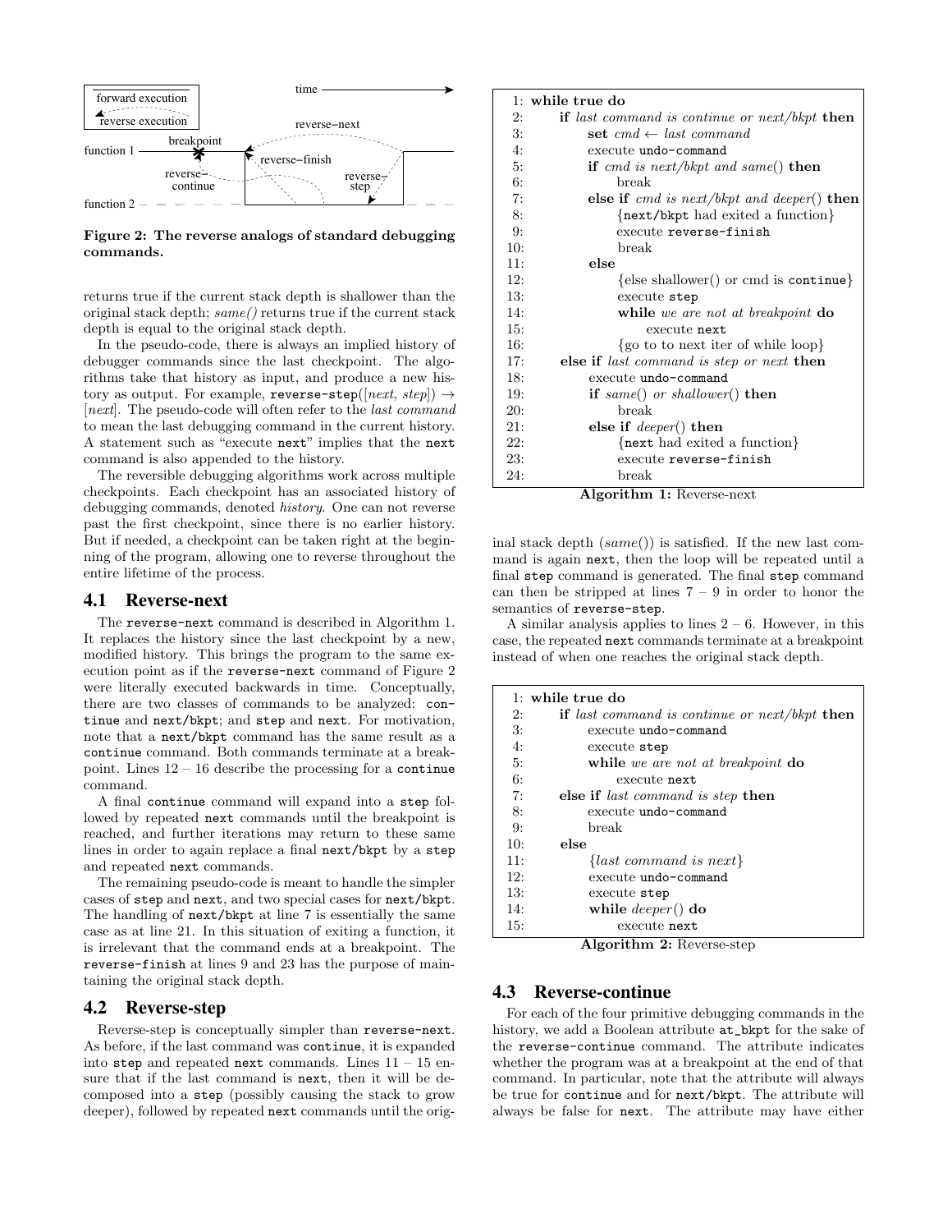Figure 2: The reverse analogs of standard debugging commands.

returns true if the current stack depth is shallower than the original stack depth; *same()* returns true if the current stack depth is equal to the original stack depth.

In the pseudo-code, there is always an implied history of debugger commands since the last checkpoint. The algorithms take that history as input, and produce a new history as output. For example, `reverse-step`([*next*, *step*]) → [*next*]. The pseudo-code will often refer to the *last command* to mean the last debugging command in the current history. A statement such as "execute `next`" implies that the `next` command is also appended to the history.

The reversible debugging algorithms work across multiple checkpoints. Each checkpoint has an associated history of debugging commands, denoted *history*. One can not reverse past the first checkpoint, since there is no earlier history. But if needed, a checkpoint can be taken right at the beginning of the program, allowing one to reverse throughout the entire lifetime of the process.

## 4.1 Reverse-next

The `reverse-next` command is described in Algorithm 1. It replaces the history since the last checkpoint by a new, modified history. This brings the program to the same execution point as if the `reverse-next` command of Figure 2 were literally executed backwards in time. Conceptually, there are two classes of commands to be analyzed: `continue` and `next/bkpt`; and `step` and `next`. For motivation, note that a `next/bkpt` command has the same result as a `continue` command. Both commands terminate at a breakpoint. Lines 12 – 16 describe the processing for a `continue` command.

A final `continue` command will expand into a `step` followed by repeated `next` commands until the breakpoint is reached, and further iterations may return to these same lines in order to again replace a final `next/bkpt` by a `step` and repeated `next` commands.

The remaining pseudo-code is meant to handle the simpler cases of `step` and `next`, and two special cases for `next/bkpt`. The handling of `next/bkpt` at line 7 is essentially the same case as at line 21. In this situation of exiting a function, it is irrelevant that the command ends at a breakpoint. The `reverse-finish` at lines 9 and 23 has the purpose of maintaining the original stack depth.

```
 1: while true do
 2:     if last command is continue or next/bkpt then
 3:         set cmd ← last command
 4:         execute undo-command
 5:         if cmd is next/bkpt and same() then
 6:             break
 7:         else if cmd is next/bkpt and deeper() then
 8:             {next/bkpt had exited a function}
 9:             execute reverse-finish
10:             break
11:         else
12:             {else shallower() or cmd is continue}
13:             execute step
14:             while we are not at breakpoint do
15:                 execute next
16:             {go to to next iter of while loop}
17:     else if last command is step or next then
18:         execute undo-command
19:         if same() or shallower() then
20:             break
21:         else if deeper() then
22:             {next had exited a function}
23:             execute reverse-finish
24:             break
```

Algorithm 1: Reverse-next

## 4.2 Reverse-step

Reverse-step is conceptually simpler than `reverse-next`. As before, if the last command was `continue`, it is expanded into `step` and repeated `next` commands. Lines 11 – 15 ensure that if the last command is `next`, then it will be decomposed into a `step` (possibly causing the stack to grow deeper), followed by repeated `next` commands until the original stack depth (*same*()) is satisfied. If the new last command is again `next`, then the loop will be repeated until a final `step` command is generated. The final `step` command can then be stripped at lines 7 – 9 in order to honor the semantics of `reverse-step`.

A similar analysis applies to lines 2 – 6. However, in this case, the repeated `next` commands terminate at a breakpoint instead of when one reaches the original stack depth.

```
 1: while true do
 2:     if last command is continue or next/bkpt then
 3:         execute undo-command
 4:         execute step
 5:         while we are not at breakpoint do
 6:             execute next
 7:     else if last command is step then
 8:         execute undo-command
 9:         break
10:     else
11:         {last command is next}
12:         execute undo-command
13:         execute step
14:         while deeper() do
15:             execute next
```

Algorithm 2: Reverse-step

## 4.3 Reverse-continue

For each of the four primitive debugging commands in the history, we add a Boolean attribute `at_bkpt` for the sake of the `reverse-continue` command. The attribute indicates whether the program was at a breakpoint at the end of that command. In particular, note that the attribute will always be true for `continue` and for `next/bkpt`. The attribute will always be false for `next`. The attribute may have either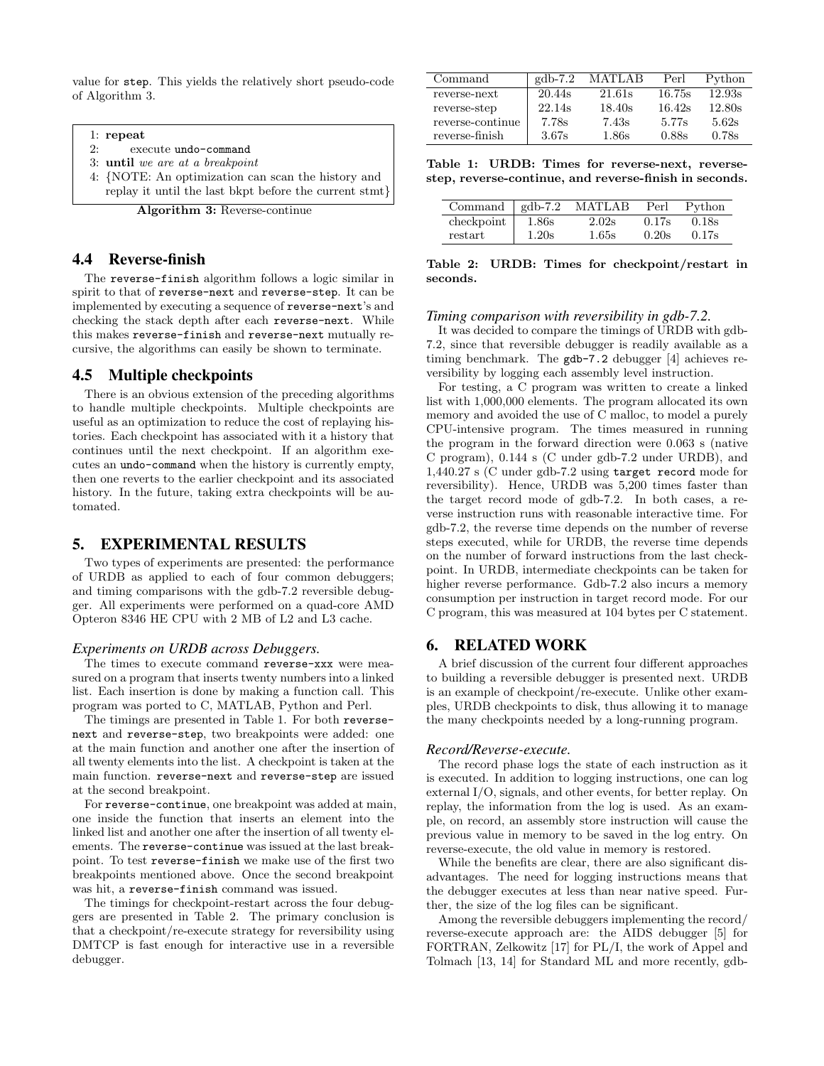value for step. This yields the relatively short pseudo-code of Algorithm 3.

```
1: repeat
2:     execute undo-command
3: until we are at a breakpoint
4: {NOTE: An optimization can scan the history and
   replay it until the last bkpt before the current stmt}
```

**Algorithm 3:** Reverse-continue

## 4.4 Reverse-finish

The reverse-finish algorithm follows a logic similar in spirit to that of reverse-next and reverse-step. It can be implemented by executing a sequence of reverse-next's and checking the stack depth after each reverse-next. While this makes reverse-finish and reverse-next mutually recursive, the algorithms can easily be shown to terminate.

## 4.5 Multiple checkpoints

There is an obvious extension of the preceding algorithms to handle multiple checkpoints. Multiple checkpoints are useful as an optimization to reduce the cost of replaying histories. Each checkpoint has associated with it a history that continues until the next checkpoint. If an algorithm executes an undo-command when the history is currently empty, then one reverts to the earlier checkpoint and its associated history. In the future, taking extra checkpoints will be automated.

# 5. EXPERIMENTAL RESULTS

Two types of experiments are presented: the performance of URDB as applied to each of four common debuggers; and timing comparisons with the gdb-7.2 reversible debugger. All experiments were performed on a quad-core AMD Opteron 8346 HE CPU with 2 MB of L2 and L3 cache.

### *Experiments on URDB across Debuggers.*

The times to execute command reverse-xxx were measured on a program that inserts twenty numbers into a linked list. Each insertion is done by making a function call. This program was ported to C, MATLAB, Python and Perl.

The timings are presented in Table 1. For both reverse-next and reverse-step, two breakpoints were added: one at the main function and another one after the insertion of all twenty elements into the list. A checkpoint is taken at the main function. reverse-next and reverse-step are issued at the second breakpoint.

For reverse-continue, one breakpoint was added at main, one inside the function that inserts an element into the linked list and another one after the insertion of all twenty elements. The reverse-continue was issued at the last breakpoint. To test reverse-finish we make use of the first two breakpoints mentioned above. Once the second breakpoint was hit, a reverse-finish command was issued.

The timings for checkpoint-restart across the four debuggers are presented in Table 2. The primary conclusion is that a checkpoint/re-execute strategy for reversibility using DMTCP is fast enough for interactive use in a reversible debugger.

| Command | gdb-7.2 | MATLAB | Perl | Python |
|---|---|---|---|---|
| reverse-next | 20.44s | 21.61s | 16.75s | 12.93s |
| reverse-step | 22.14s | 18.40s | 16.42s | 12.80s |
| reverse-continue | 7.78s | 7.43s | 5.77s | 5.62s |
| reverse-finish | 3.67s | 1.86s | 0.88s | 0.78s |

**Table 1: URDB: Times for reverse-next, reverse-step, reverse-continue, and reverse-finish in seconds.**

| Command | gdb-7.2 | MATLAB | Perl | Python |
|---|---|---|---|---|
| checkpoint | 1.86s | 2.02s | 0.17s | 0.18s |
| restart | 1.20s | 1.65s | 0.20s | 0.17s |

**Table 2: URDB: Times for checkpoint/restart in seconds.**

### *Timing comparison with reversibility in gdb-7.2.*

It was decided to compare the timings of URDB with gdb-7.2, since that reversible debugger is readily available as a timing benchmark. The gdb-7.2 debugger [4] achieves reversibility by logging each assembly level instruction.

For testing, a C program was written to create a linked list with 1,000,000 elements. The program allocated its own memory and avoided the use of C malloc, to model a purely CPU-intensive program. The times measured in running the program in the forward direction were 0.063 s (native C program), 0.144 s (C under gdb-7.2 under URDB), and 1,440.27 s (C under gdb-7.2 using target record mode for reversibility). Hence, URDB was 5,200 times faster than the target record mode of gdb-7.2. In both cases, a reverse instruction runs with reasonable interactive time. For gdb-7.2, the reverse time depends on the number of reverse steps executed, while for URDB, the reverse time depends on the number of forward instructions from the last checkpoint. In URDB, intermediate checkpoints can be taken for higher reverse performance. Gdb-7.2 also incurs a memory consumption per instruction in target record mode. For our C program, this was measured at 104 bytes per C statement.

# 6. RELATED WORK

A brief discussion of the current four different approaches to building a reversible debugger is presented next. URDB is an example of checkpoint/re-execute. Unlike other examples, URDB checkpoints to disk, thus allowing it to manage the many checkpoints needed by a long-running program.

### *Record/Reverse-execute.*

The record phase logs the state of each instruction as it is executed. In addition to logging instructions, one can log external I/O, signals, and other events, for better replay. On replay, the information from the log is used. As an example, on record, an assembly store instruction will cause the previous value in memory to be saved in the log entry. On reverse-execute, the old value in memory is restored.

While the benefits are clear, there are also significant disadvantages. The need for logging instructions means that the debugger executes at less than near native speed. Further, the size of the log files can be significant.

Among the reversible debuggers implementing the record/reverse-execute approach are: the AIDS debugger [5] for FORTRAN, Zelkowitz [17] for PL/I, the work of Appel and Tolmach [13, 14] for Standard ML and more recently, gdb-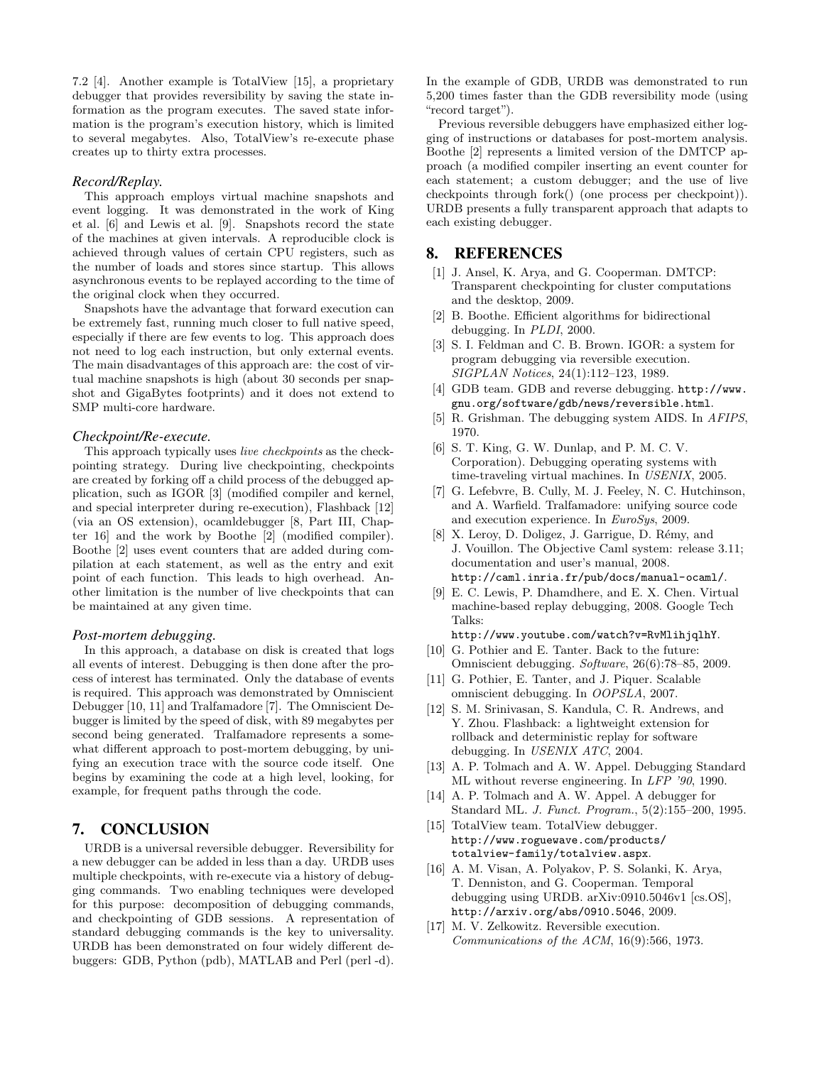7.2 [4]. Another example is TotalView [15], a proprietary debugger that provides reversibility by saving the state information as the program executes. The saved state information is the program's execution history, which is limited to several megabytes. Also, TotalView's re-execute phase creates up to thirty extra processes.

#### *Record/Replay.*

This approach employs virtual machine snapshots and event logging. It was demonstrated in the work of King et al. [6] and Lewis et al. [9]. Snapshots record the state of the machines at given intervals. A reproducible clock is achieved through values of certain CPU registers, such as the number of loads and stores since startup. This allows asynchronous events to be replayed according to the time of the original clock when they occurred.

Snapshots have the advantage that forward execution can be extremely fast, running much closer to full native speed, especially if there are few events to log. This approach does not need to log each instruction, but only external events. The main disadvantages of this approach are: the cost of virtual machine snapshots is high (about 30 seconds per snapshot and GigaBytes footprints) and it does not extend to SMP multi-core hardware.

#### *Checkpoint/Re-execute.*

This approach typically uses *live checkpoints* as the checkpointing strategy. During live checkpointing, checkpoints are created by forking off a child process of the debugged application, such as IGOR [3] (modified compiler and kernel, and special interpreter during re-execution), Flashback [12] (via an OS extension), ocamldebugger [8, Part III, Chapter 16] and the work by Boothe [2] (modified compiler). Boothe [2] uses event counters that are added during compilation at each statement, as well as the entry and exit point of each function. This leads to high overhead. Another limitation is the number of live checkpoints that can be maintained at any given time.

#### *Post-mortem debugging.*

In this approach, a database on disk is created that logs all events of interest. Debugging is then done after the process of interest has terminated. Only the database of events is required. This approach was demonstrated by Omniscient Debugger [10, 11] and Tralfamadore [7]. The Omniscient Debugger is limited by the speed of disk, with 89 megabytes per second being generated. Tralfamadore represents a somewhat different approach to post-mortem debugging, by unifying an execution trace with the source code itself. One begins by examining the code at a high level, looking, for example, for frequent paths through the code.

## 7. CONCLUSION

URDB is a universal reversible debugger. Reversibility for a new debugger can be added in less than a day. URDB uses multiple checkpoints, with re-execute via a history of debugging commands. Two enabling techniques were developed for this purpose: decomposition of debugging commands, and checkpointing of GDB sessions. A representation of standard debugging commands is the key to universality. URDB has been demonstrated on four widely different debuggers: GDB, Python (pdb), MATLAB and Perl (perl -d). In the example of GDB, URDB was demonstrated to run 5,200 times faster than the GDB reversibility mode (using "record target").

Previous reversible debuggers have emphasized either logging of instructions or databases for post-mortem analysis. Boothe [2] represents a limited version of the DMTCP approach (a modified compiler inserting an event counter for each statement; a custom debugger; and the use of live checkpoints through fork() (one process per checkpoint)). URDB presents a fully transparent approach that adapts to each existing debugger.

## 8. REFERENCES

[1] J. Ansel, K. Arya, and G. Cooperman. DMTCP: Transparent checkpointing for cluster computations and the desktop, 2009.

[2] B. Boothe. Efficient algorithms for bidirectional debugging. In *PLDI*, 2000.

[3] S. I. Feldman and C. B. Brown. IGOR: a system for program debugging via reversible execution. *SIGPLAN Notices*, 24(1):112–123, 1989.

[4] GDB team. GDB and reverse debugging. `http://www.gnu.org/software/gdb/news/reversible.html`.

[5] R. Grishman. The debugging system AIDS. In *AFIPS*, 1970.

[6] S. T. King, G. W. Dunlap, and P. M. C. V. Corporation). Debugging operating systems with time-traveling virtual machines. In *USENIX*, 2005.

[7] G. Lefebvre, B. Cully, M. J. Feeley, N. C. Hutchinson, and A. Warfield. Tralfamadore: unifying source code and execution experience. In *EuroSys*, 2009.

[8] X. Leroy, D. Doligez, J. Garrigue, D. Rémy, and J. Vouillon. The Objective Caml system: release 3.11; documentation and user's manual, 2008. `http://caml.inria.fr/pub/docs/manual-ocaml/`.

[9] E. C. Lewis, P. Dhamdhere, and E. X. Chen. Virtual machine-based replay debugging, 2008. Google Tech Talks: `http://www.youtube.com/watch?v=RvMlihjqlhY`.

[10] G. Pothier and E. Tanter. Back to the future: Omniscient debugging. *Software*, 26(6):78–85, 2009.

[11] G. Pothier, E. Tanter, and J. Piquer. Scalable omniscient debugging. In *OOPSLA*, 2007.

[12] S. M. Srinivasan, S. Kandula, C. R. Andrews, and Y. Zhou. Flashback: a lightweight extension for rollback and deterministic replay for software debugging. In *USENIX ATC*, 2004.

[13] A. P. Tolmach and A. W. Appel. Debugging Standard ML without reverse engineering. In *LFP '90*, 1990.

[14] A. P. Tolmach and A. W. Appel. A debugger for Standard ML. *J. Funct. Program.*, 5(2):155–200, 1995.

[15] TotalView team. TotalView debugger. `http://www.roguewave.com/products/totalview-family/totalview.aspx`.

[16] A. M. Visan, A. Polyakov, P. S. Solanki, K. Arya, T. Denniston, and G. Cooperman. Temporal debugging using URDB. arXiv:0910.5046v1 [cs.OS], `http://arxiv.org/abs/0910.5046`, 2009.

[17] M. V. Zelkowitz. Reversible execution. *Communications of the ACM*, 16(9):566, 1973.